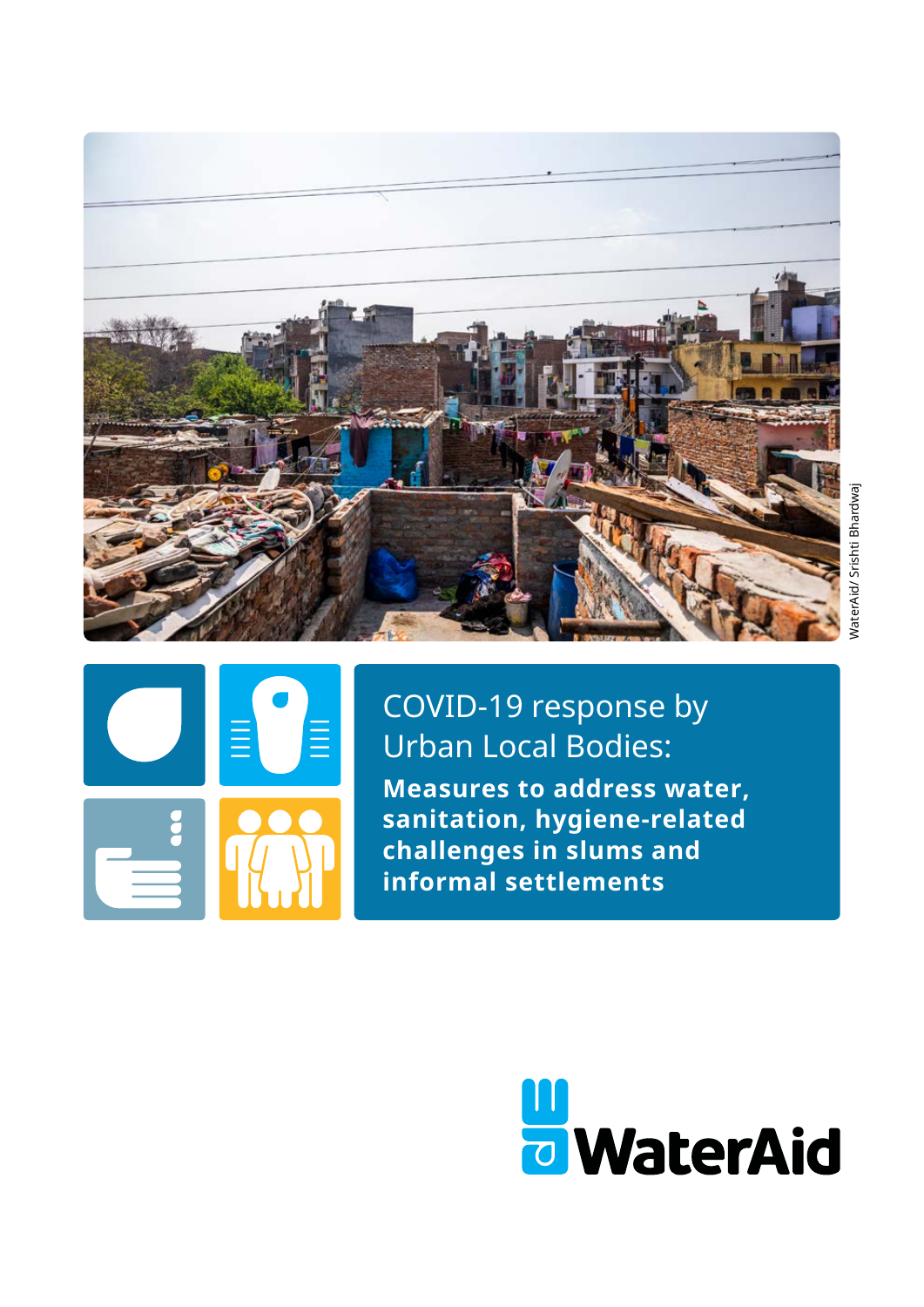# COVID-19 response by Urban Local Bodies:

**Measures to address water, sanitation, hygiene-related challenges in slums and informal settlements**

WaterAid/ Srishti Bhardwaj

WaterAid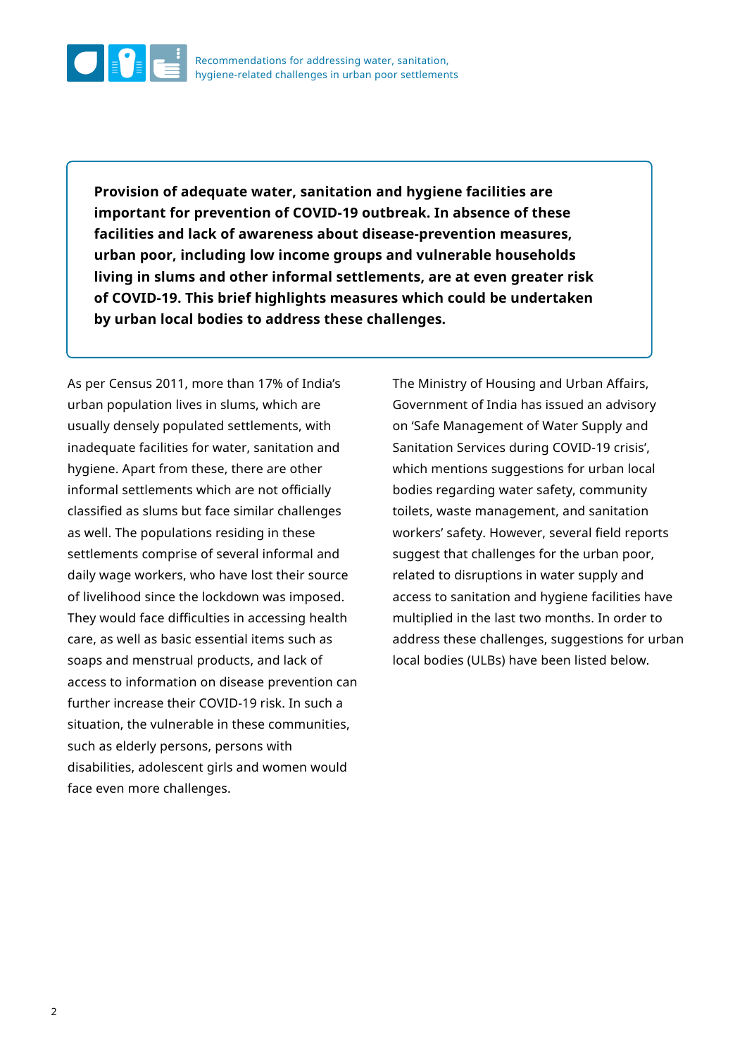**Provision of adequate water, sanitation and hygiene facilities are important for prevention of COVID-19 outbreak. In absence of these facilities and lack of awareness about disease-prevention measures, urban poor, including low income groups and vulnerable households living in slums and other informal settlements, are at even greater risk of COVID-19. This brief highlights measures which could be undertaken by urban local bodies to address these challenges.**

As per Census 2011, more than 17% of India's urban population lives in slums, which are usually densely populated settlements, with inadequate facilities for water, sanitation and hygiene. Apart from these, there are other informal settlements which are not officially classified as slums but face similar challenges as well. The populations residing in these settlements comprise of several informal and daily wage workers, who have lost their source of livelihood since the lockdown was imposed. They would face difficulties in accessing health care, as well as basic essential items such as soaps and menstrual products, and lack of access to information on disease prevention can further increase their COVID-19 risk. In such a situation, the vulnerable in these communities, such as elderly persons, persons with disabilities, adolescent girls and women would face even more challenges.

The Ministry of Housing and Urban Affairs, Government of India has issued an advisory on 'Safe Management of Water Supply and Sanitation Services during COVID-19 crisis', which mentions suggestions for urban local bodies regarding water safety, community toilets, waste management, and sanitation workers' safety. However, several field reports suggest that challenges for the urban poor, related to disruptions in water supply and access to sanitation and hygiene facilities have multiplied in the last two months. In order to address these challenges, suggestions for urban local bodies (ULBs) have been listed below.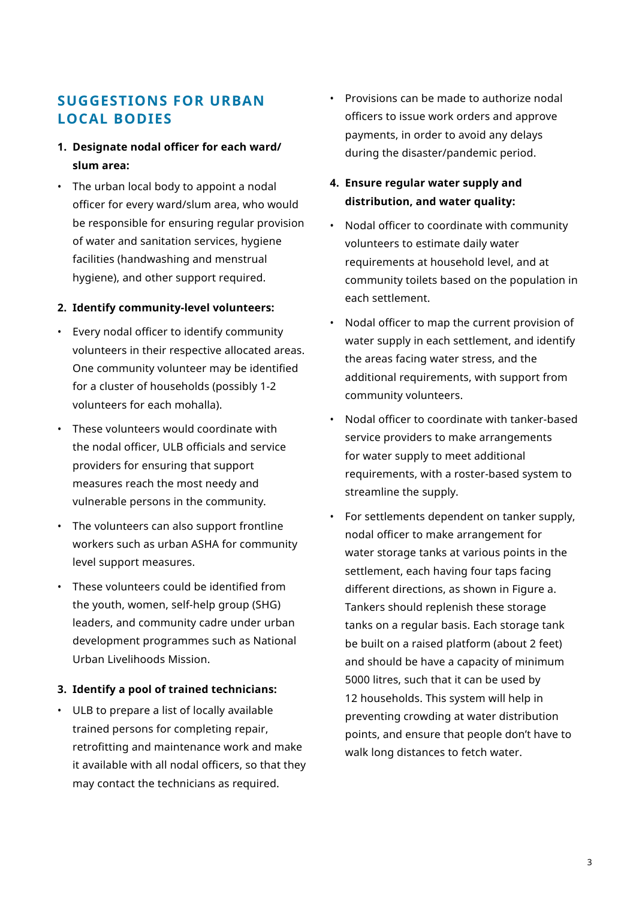## SUGGESTIONS FOR URBAN LOCAL BODIES

1. **Designate nodal officer for each ward/ slum area:**

- The urban local body to appoint a nodal officer for every ward/slum area, who would be responsible for ensuring regular provision of water and sanitation services, hygiene facilities (handwashing and menstrual hygiene), and other support required.

2. **Identify community-level volunteers:**

- Every nodal officer to identify community volunteers in their respective allocated areas. One community volunteer may be identified for a cluster of households (possibly 1-2 volunteers for each mohalla).
- These volunteers would coordinate with the nodal officer, ULB officials and service providers for ensuring that support measures reach the most needy and vulnerable persons in the community.
- The volunteers can also support frontline workers such as urban ASHA for community level support measures.
- These volunteers could be identified from the youth, women, self-help group (SHG) leaders, and community cadre under urban development programmes such as National Urban Livelihoods Mission.

3. **Identify a pool of trained technicians:**

- ULB to prepare a list of locally available trained persons for completing repair, retrofitting and maintenance work and make it available with all nodal officers, so that they may contact the technicians as required.
- Provisions can be made to authorize nodal officers to issue work orders and approve payments, in order to avoid any delays during the disaster/pandemic period.

4. **Ensure regular water supply and distribution, and water quality:**

- Nodal officer to coordinate with community volunteers to estimate daily water requirements at household level, and at community toilets based on the population in each settlement.
- Nodal officer to map the current provision of water supply in each settlement, and identify the areas facing water stress, and the additional requirements, with support from community volunteers.
- Nodal officer to coordinate with tanker-based service providers to make arrangements for water supply to meet additional requirements, with a roster-based system to streamline the supply.
- For settlements dependent on tanker supply, nodal officer to make arrangement for water storage tanks at various points in the settlement, each having four taps facing different directions, as shown in Figure a. Tankers should replenish these storage tanks on a regular basis. Each storage tank be built on a raised platform (about 2 feet) and should be have a capacity of minimum 5000 litres, such that it can be used by 12 households. This system will help in preventing crowding at water distribution points, and ensure that people don't have to walk long distances to fetch water.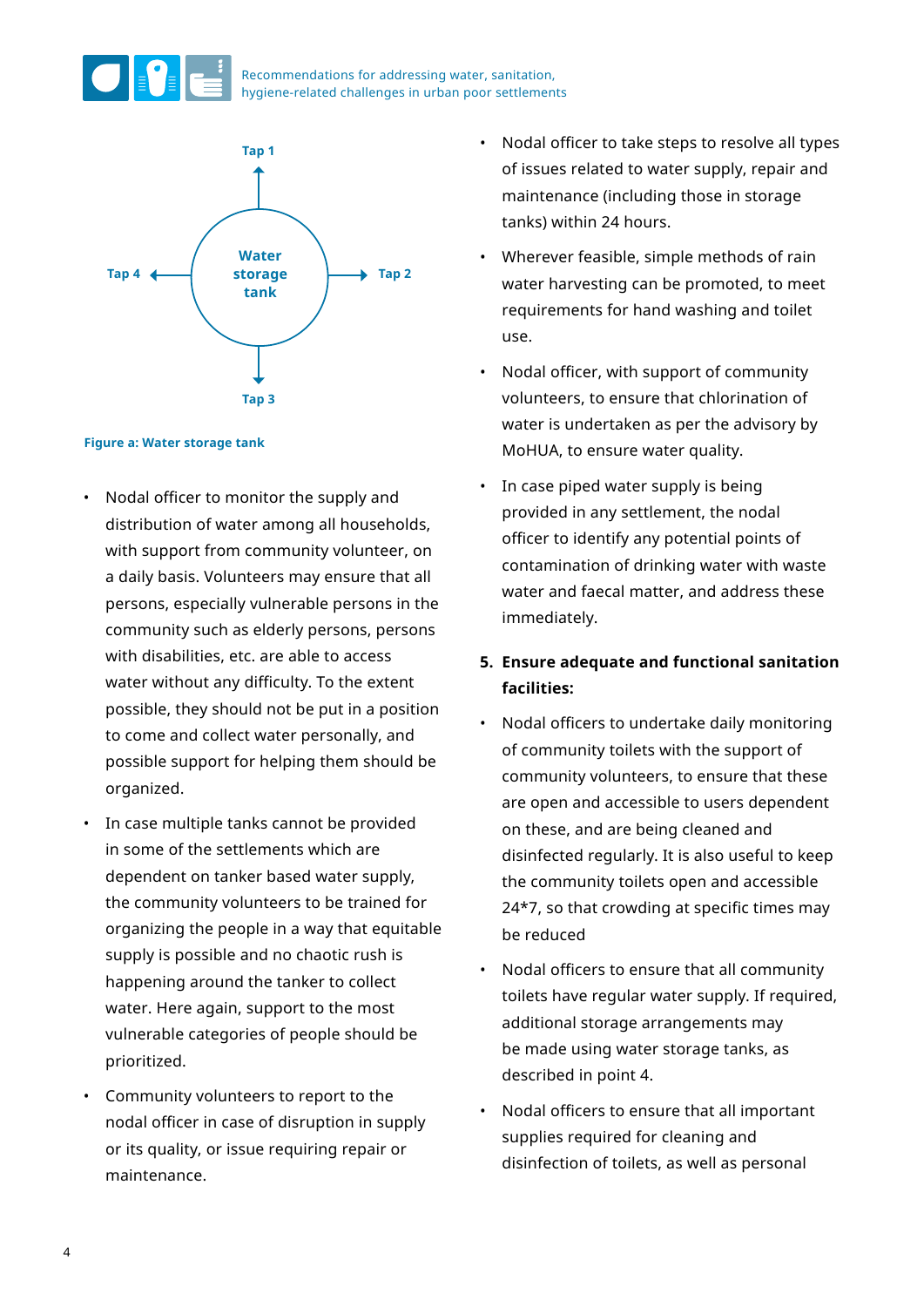Tap 1

Tap 4 — Water storage tank — Tap 2

Tap 3

**Figure a: Water storage tank**

- Nodal officer to monitor the supply and distribution of water among all households, with support from community volunteer, on a daily basis. Volunteers may ensure that all persons, especially vulnerable persons in the community such as elderly persons, persons with disabilities, etc. are able to access water without any difficulty. To the extent possible, they should not be put in a position to come and collect water personally, and possible support for helping them should be organized.
- In case multiple tanks cannot be provided in some of the settlements which are dependent on tanker based water supply, the community volunteers to be trained for organizing the people in a way that equitable supply is possible and no chaotic rush is happening around the tanker to collect water. Here again, support to the most vulnerable categories of people should be prioritized.
- Community volunteers to report to the nodal officer in case of disruption in supply or its quality, or issue requiring repair or maintenance.
- Nodal officer to take steps to resolve all types of issues related to water supply, repair and maintenance (including those in storage tanks) within 24 hours.
- Wherever feasible, simple methods of rain water harvesting can be promoted, to meet requirements for hand washing and toilet use.
- Nodal officer, with support of community volunteers, to ensure that chlorination of water is undertaken as per the advisory by MoHUA, to ensure water quality.
- In case piped water supply is being provided in any settlement, the nodal officer to identify any potential points of contamination of drinking water with waste water and faecal matter, and address these immediately.

**5. Ensure adequate and functional sanitation facilities:**

- Nodal officers to undertake daily monitoring of community toilets with the support of community volunteers, to ensure that these are open and accessible to users dependent on these, and are being cleaned and disinfected regularly. It is also useful to keep the community toilets open and accessible 24*7, so that crowding at specific times may be reduced
- Nodal officers to ensure that all community toilets have regular water supply. If required, additional storage arrangements may be made using water storage tanks, as described in point 4.
- Nodal officers to ensure that all important supplies required for cleaning and disinfection of toilets, as well as personal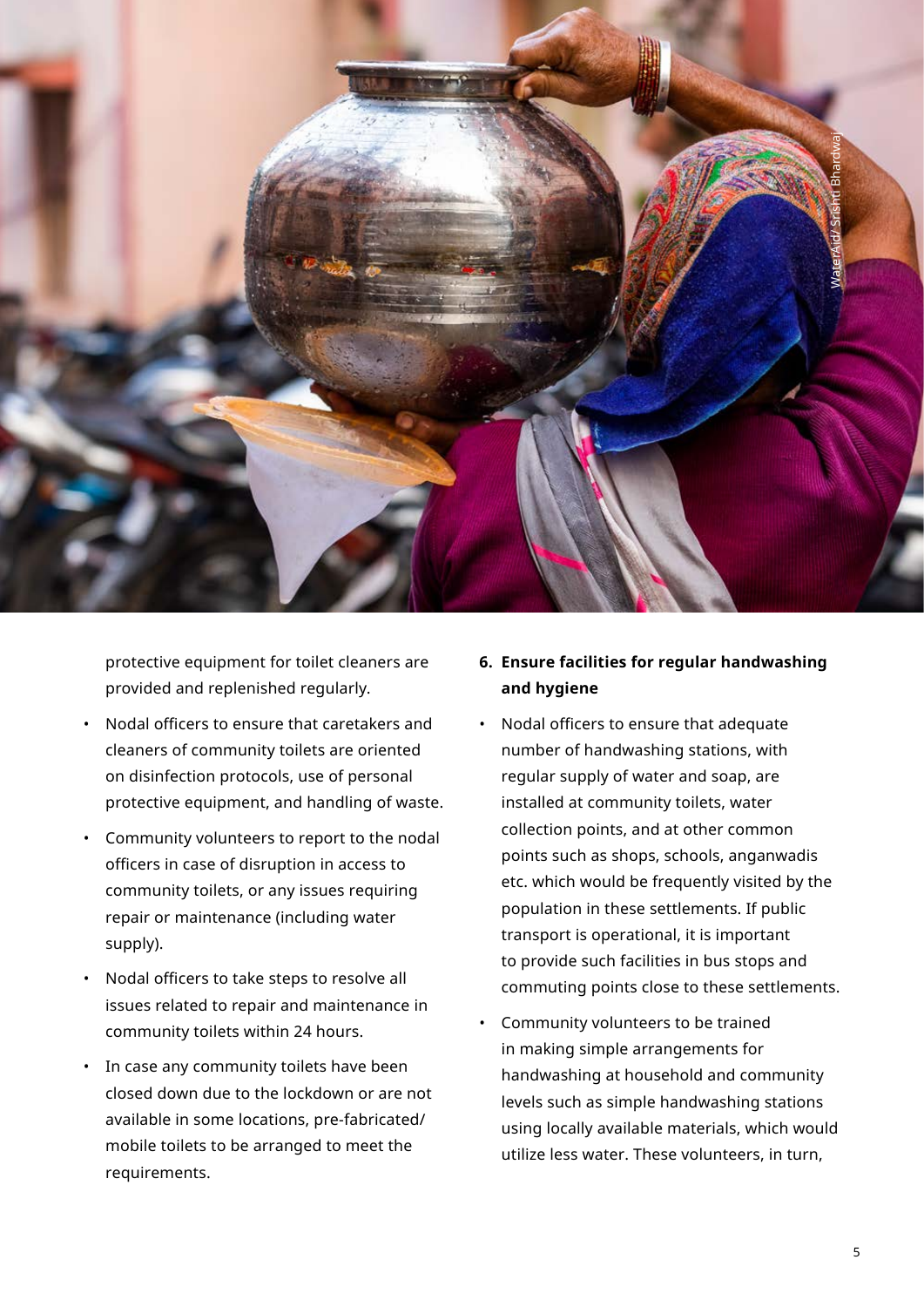protective equipment for toilet cleaners are provided and replenished regularly.

- Nodal officers to ensure that caretakers and cleaners of community toilets are oriented on disinfection protocols, use of personal protective equipment, and handling of waste.
- Community volunteers to report to the nodal officers in case of disruption in access to community toilets, or any issues requiring repair or maintenance (including water supply).
- Nodal officers to take steps to resolve all issues related to repair and maintenance in community toilets within 24 hours.
- In case any community toilets have been closed down due to the lockdown or are not available in some locations, pre-fabricated/ mobile toilets to be arranged to meet the requirements.

**6. Ensure facilities for regular handwashing and hygiene**

- Nodal officers to ensure that adequate number of handwashing stations, with regular supply of water and soap, are installed at community toilets, water collection points, and at other common points such as shops, schools, anganwadis etc. which would be frequently visited by the population in these settlements. If public transport is operational, it is important to provide such facilities in bus stops and commuting points close to these settlements.
- Community volunteers to be trained in making simple arrangements for handwashing at household and community levels such as simple handwashing stations using locally available materials, which would utilize less water. These volunteers, in turn,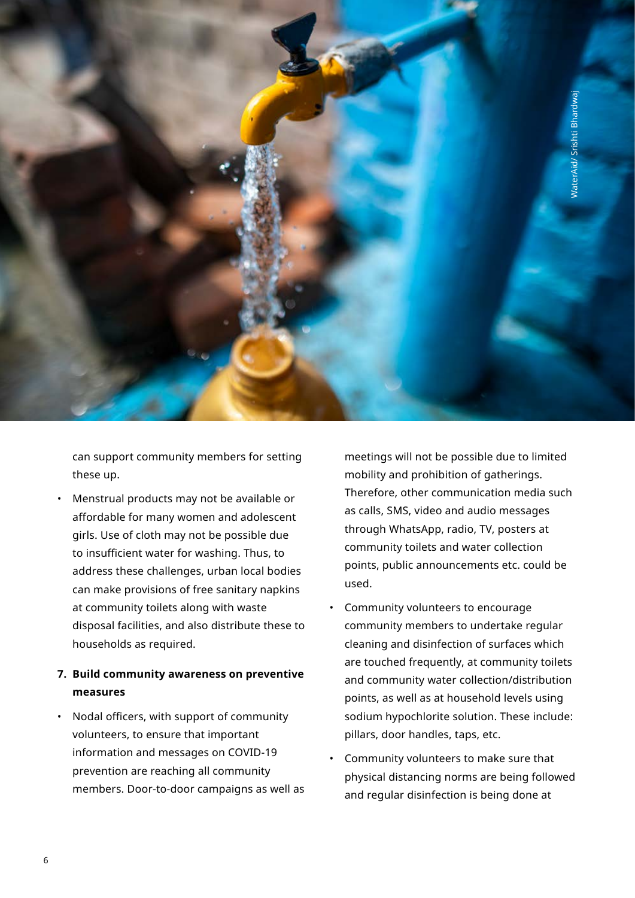can support community members for setting these up.

- Menstrual products may not be available or affordable for many women and adolescent girls. Use of cloth may not be possible due to insufficient water for washing. Thus, to address these challenges, urban local bodies can make provisions of free sanitary napkins at community toilets along with waste disposal facilities, and also distribute these to households as required.

7. **Build community awareness on preventive measures**

- Nodal officers, with support of community volunteers, to ensure that important information and messages on COVID-19 prevention are reaching all community members. Door-to-door campaigns as well as meetings will not be possible due to limited mobility and prohibition of gatherings. Therefore, other communication media such as calls, SMS, video and audio messages through WhatsApp, radio, TV, posters at community toilets and water collection points, public announcements etc. could be used.
- Community volunteers to encourage community members to undertake regular cleaning and disinfection of surfaces which are touched frequently, at community toilets and community water collection/distribution points, as well as at household levels using sodium hypochlorite solution. These include: pillars, door handles, taps, etc.
- Community volunteers to make sure that physical distancing norms are being followed and regular disinfection is being done at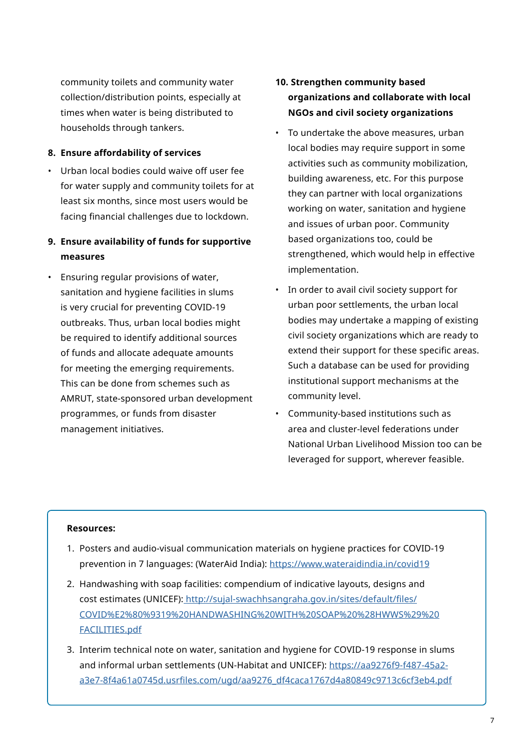community toilets and community water collection/distribution points, especially at times when water is being distributed to households through tankers.

8. **Ensure affordability of services**

- Urban local bodies could waive off user fee for water supply and community toilets for at least six months, since most users would be facing financial challenges due to lockdown.

9. **Ensure availability of funds for supportive measures**

- Ensuring regular provisions of water, sanitation and hygiene facilities in slums is very crucial for preventing COVID-19 outbreaks. Thus, urban local bodies might be required to identify additional sources of funds and allocate adequate amounts for meeting the emerging requirements. This can be done from schemes such as AMRUT, state-sponsored urban development programmes, or funds from disaster management initiatives.

10. **Strengthen community based organizations and collaborate with local NGOs and civil society organizations**

- To undertake the above measures, urban local bodies may require support in some activities such as community mobilization, building awareness, etc. For this purpose they can partner with local organizations working on water, sanitation and hygiene and issues of urban poor. Community based organizations too, could be strengthened, which would help in effective implementation.
- In order to avail civil society support for urban poor settlements, the urban local bodies may undertake a mapping of existing civil society organizations which are ready to extend their support for these specific areas. Such a database can be used for providing institutional support mechanisms at the community level.
- Community-based institutions such as area and cluster-level federations under National Urban Livelihood Mission too can be leveraged for support, wherever feasible.

**Resources:**

1. Posters and audio-visual communication materials on hygiene practices for COVID-19 prevention in 7 languages: (WaterAid India): https://www.wateraidindia.in/covid19
2. Handwashing with soap facilities: compendium of indicative layouts, designs and cost estimates (UNICEF): http://sujal-swachhsangraha.gov.in/sites/default/files/COVID%E2%80%9319%20HANDWASHING%20WITH%20SOAP%20%28HWWS%29%20FACILITIES.pdf
3. Interim technical note on water, sanitation and hygiene for COVID-19 response in slums and informal urban settlements (UN-Habitat and UNICEF): https://aa9276f9-f487-45a2-a3e7-8f4a61a0745d.usrfiles.com/ugd/aa9276_df4caca1767d4a80849c9713c6cf3eb4.pdf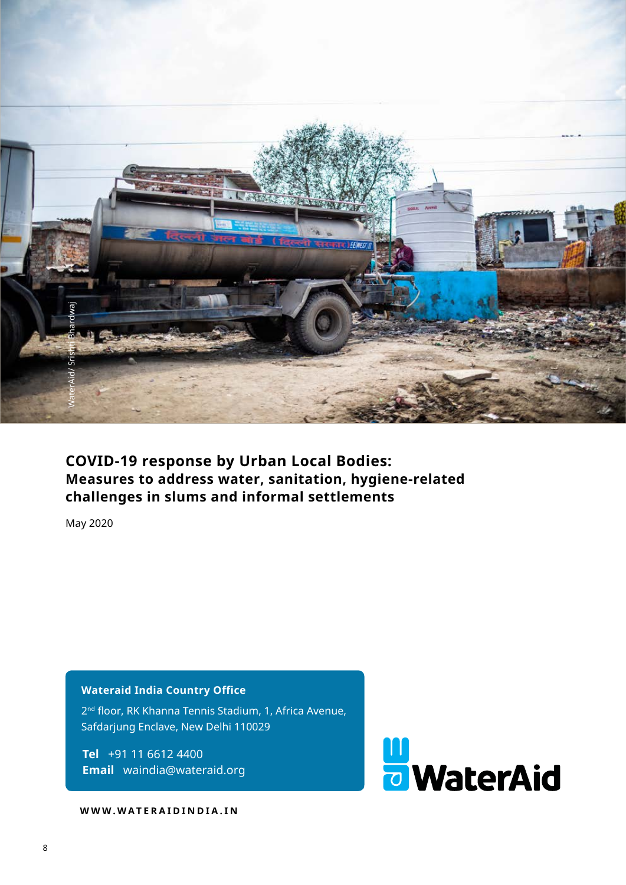WaterAid/ Srishti Bhardwaj

**COVID-19 response by Urban Local Bodies:**
**Measures to address water, sanitation, hygiene-related challenges in slums and informal settlements**

May 2020

**Wateraid India Country Office**

2nd floor, RK Khanna Tennis Stadium, 1, Africa Avenue, Safdarjung Enclave, New Delhi 110029

**Tel** +91 11 6612 4400
**Email** waindia@wateraid.org

WaterAid

**WWW.WATERAIDINDIA.IN**